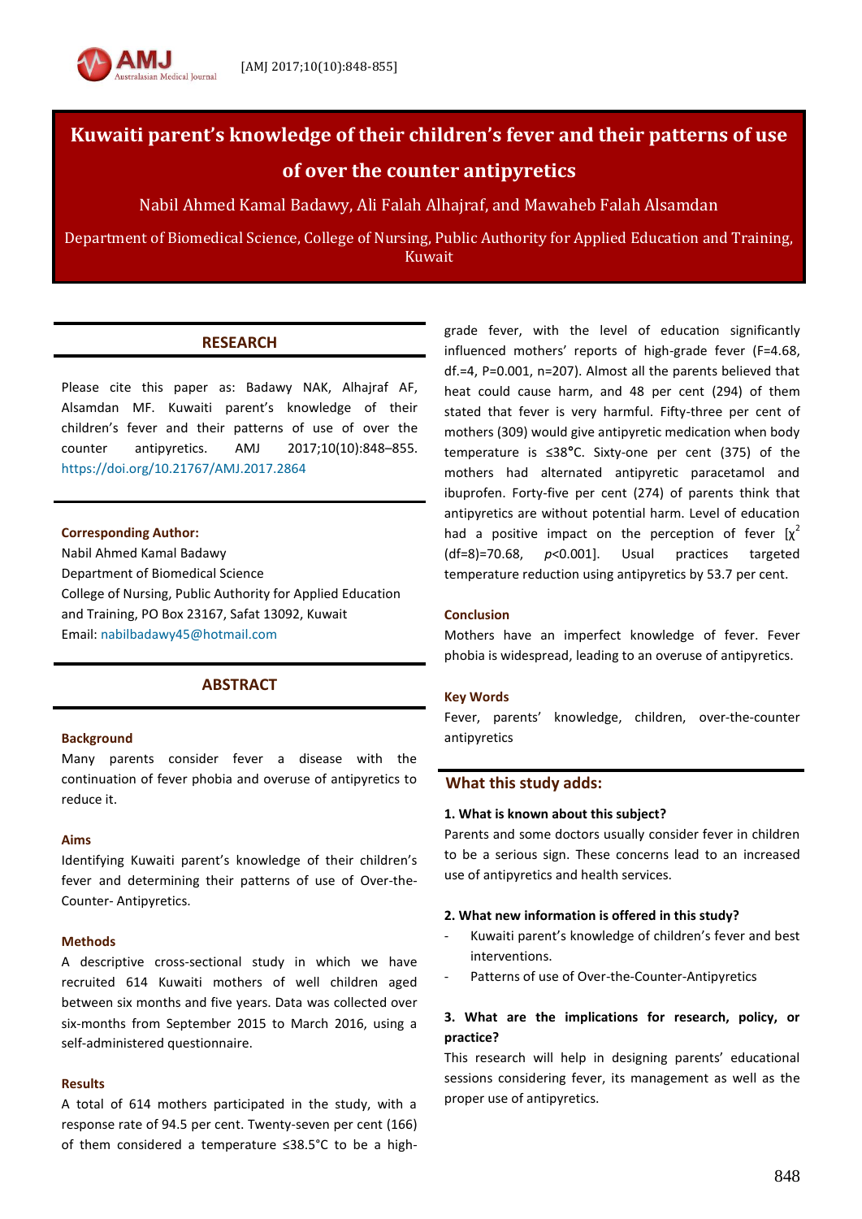# Kuwaiti parent's knowledge of their children's fever and their patterns of use of over the counter antipyretics

Nabil Ahmed Kamal Badawy, Ali Falah Alhajraf, and Mawaheb Falah Alsamdan

Department of Biomedical Science, College of Nursing, Public Authority for Applied Education and Training, Kuwait

## RESEARCH

Please cite this paper as: Badawy NAK, Alhajraf AF, Alsamdan MF. Kuwaiti parent's knowledge of their children's fever and their patterns of use of over the counter antipyretics. AMJ 2017;10(10):848–855. https://doi.org/10.21767/AMJ.2017.2864

**Corresponding Author:**
Nabil Ahmed Kamal Badawy
Department of Biomedical Science
College of Nursing, Public Authority for Applied Education and Training, PO Box 23167, Safat 13092, Kuwait
Email: nabilbadawy45@hotmail.com

## ABSTRACT

### Background

Many parents consider fever a disease with the continuation of fever phobia and overuse of antipyretics to reduce it.

### Aims

Identifying Kuwaiti parent's knowledge of their children's fever and determining their patterns of use of Over-the-Counter- Antipyretics.

### Methods

A descriptive cross-sectional study in which we have recruited 614 Kuwaiti mothers of well children aged between six months and five years. Data was collected over six-months from September 2015 to March 2016, using a self-administered questionnaire.

### Results

A total of 614 mothers participated in the study, with a response rate of 94.5 per cent. Twenty-seven per cent (166) of them considered a temperature ≤38.5°C to be a high-grade fever, with the level of education significantly influenced mothers' reports of high-grade fever (F=4.68, df.=4, P=0.001, n=207). Almost all the parents believed that heat could cause harm, and 48 per cent (294) of them stated that fever is very harmful. Fifty-three per cent of mothers (309) would give antipyretic medication when body temperature is ≤38°C. Sixty-one per cent (375) of the mothers had alternated antipyretic paracetamol and ibuprofen. Forty-five per cent (274) of parents think that antipyretics are without potential harm. Level of education had a positive impact on the perception of fever [$\chi^2$ (df=8)=70.68, $p$<0.001]. Usual practices targeted temperature reduction using antipyretics by 53.7 per cent.

### Conclusion

Mothers have an imperfect knowledge of fever. Fever phobia is widespread, leading to an overuse of antipyretics.

### Key Words

Fever, parents' knowledge, children, over-the-counter antipyretics

## What this study adds:

**1. What is known about this subject?**

Parents and some doctors usually consider fever in children to be a serious sign. These concerns lead to an increased use of antipyretics and health services.

**2. What new information is offered in this study?**

- Kuwaiti parent's knowledge of children's fever and best interventions.
- Patterns of use of Over-the-Counter-Antipyretics

**3. What are the implications for research, policy, or practice?**

This research will help in designing parents' educational sessions considering fever, its management as well as the proper use of antipyretics.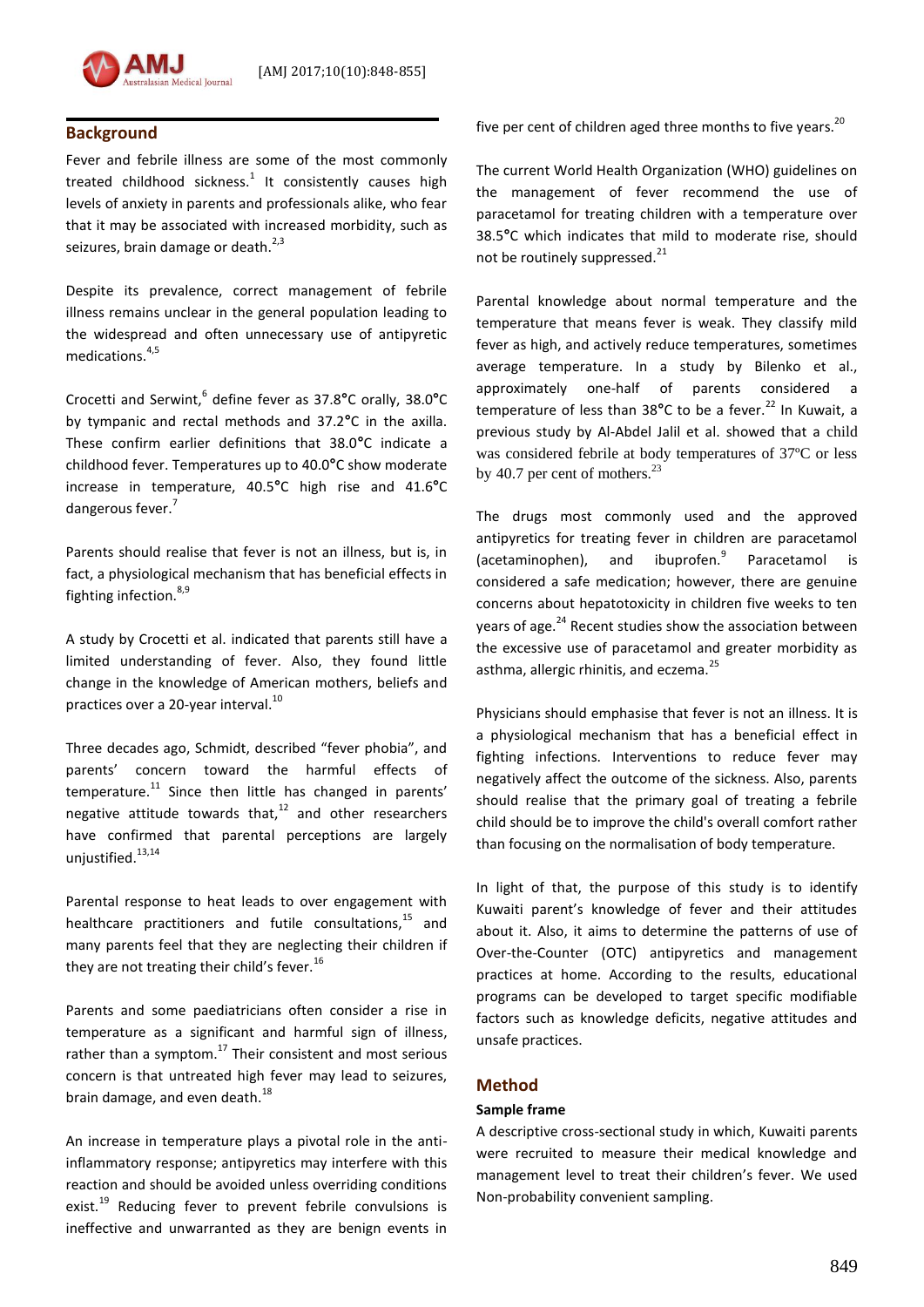## Background

Fever and febrile illness are some of the most commonly treated childhood sickness.[1] It consistently causes high levels of anxiety in parents and professionals alike, who fear that it may be associated with increased morbidity, such as seizures, brain damage or death.[2,3]

Despite its prevalence, correct management of febrile illness remains unclear in the general population leading to the widespread and often unnecessary use of antipyretic medications.[4,5]

Crocetti and Serwint,[6] define fever as 37.8°C orally, 38.0°C by tympanic and rectal methods and 37.2°C in the axilla. These confirm earlier definitions that 38.0°C indicate a childhood fever. Temperatures up to 40.0°C show moderate increase in temperature, 40.5°C high rise and 41.6°C dangerous fever.[7]

Parents should realise that fever is not an illness, but is, in fact, a physiological mechanism that has beneficial effects in fighting infection.[8,9]

A study by Crocetti et al. indicated that parents still have a limited understanding of fever. Also, they found little change in the knowledge of American mothers, beliefs and practices over a 20-year interval.[10]

Three decades ago, Schmidt, described "fever phobia", and parents' concern toward the harmful effects of temperature.[11] Since then little has changed in parents' negative attitude towards that,[12] and other researchers have confirmed that parental perceptions are largely unjustified.[13,14]

Parental response to heat leads to over engagement with healthcare practitioners and futile consultations,[15] and many parents feel that they are neglecting their children if they are not treating their child's fever.[16]

Parents and some paediatricians often consider a rise in temperature as a significant and harmful sign of illness, rather than a symptom.[17] Their consistent and most serious concern is that untreated high fever may lead to seizures, brain damage, and even death.[18]

An increase in temperature plays a pivotal role in the anti-inflammatory response; antipyretics may interfere with this reaction and should be avoided unless overriding conditions exist.[19] Reducing fever to prevent febrile convulsions is ineffective and unwarranted as they are benign events in five per cent of children aged three months to five years.[20]

The current World Health Organization (WHO) guidelines on the management of fever recommend the use of paracetamol for treating children with a temperature over 38.5°C which indicates that mild to moderate rise, should not be routinely suppressed.[21]

Parental knowledge about normal temperature and the temperature that means fever is weak. They classify mild fever as high, and actively reduce temperatures, sometimes average temperature. In a study by Bilenko et al., approximately one-half of parents considered a temperature of less than 38°C to be a fever.[22] In Kuwait, a previous study by Al-Abdel Jalil et al. showed that a child was considered febrile at body temperatures of 37ºC or less by 40.7 per cent of mothers.[23]

The drugs most commonly used and the approved antipyretics for treating fever in children are paracetamol (acetaminophen), and ibuprofen.[9] Paracetamol is considered a safe medication; however, there are genuine concerns about hepatotoxicity in children five weeks to ten years of age.[24] Recent studies show the association between the excessive use of paracetamol and greater morbidity as asthma, allergic rhinitis, and eczema.[25]

Physicians should emphasise that fever is not an illness. It is a physiological mechanism that has a beneficial effect in fighting infections. Interventions to reduce fever may negatively affect the outcome of the sickness. Also, parents should realise that the primary goal of treating a febrile child should be to improve the child's overall comfort rather than focusing on the normalisation of body temperature.

In light of that, the purpose of this study is to identify Kuwaiti parent's knowledge of fever and their attitudes about it. Also, it aims to determine the patterns of use of Over-the-Counter (OTC) antipyretics and management practices at home. According to the results, educational programs can be developed to target specific modifiable factors such as knowledge deficits, negative attitudes and unsafe practices.

## Method

### Sample frame

A descriptive cross-sectional study in which, Kuwaiti parents were recruited to measure their medical knowledge and management level to treat their children's fever. We used Non-probability convenient sampling.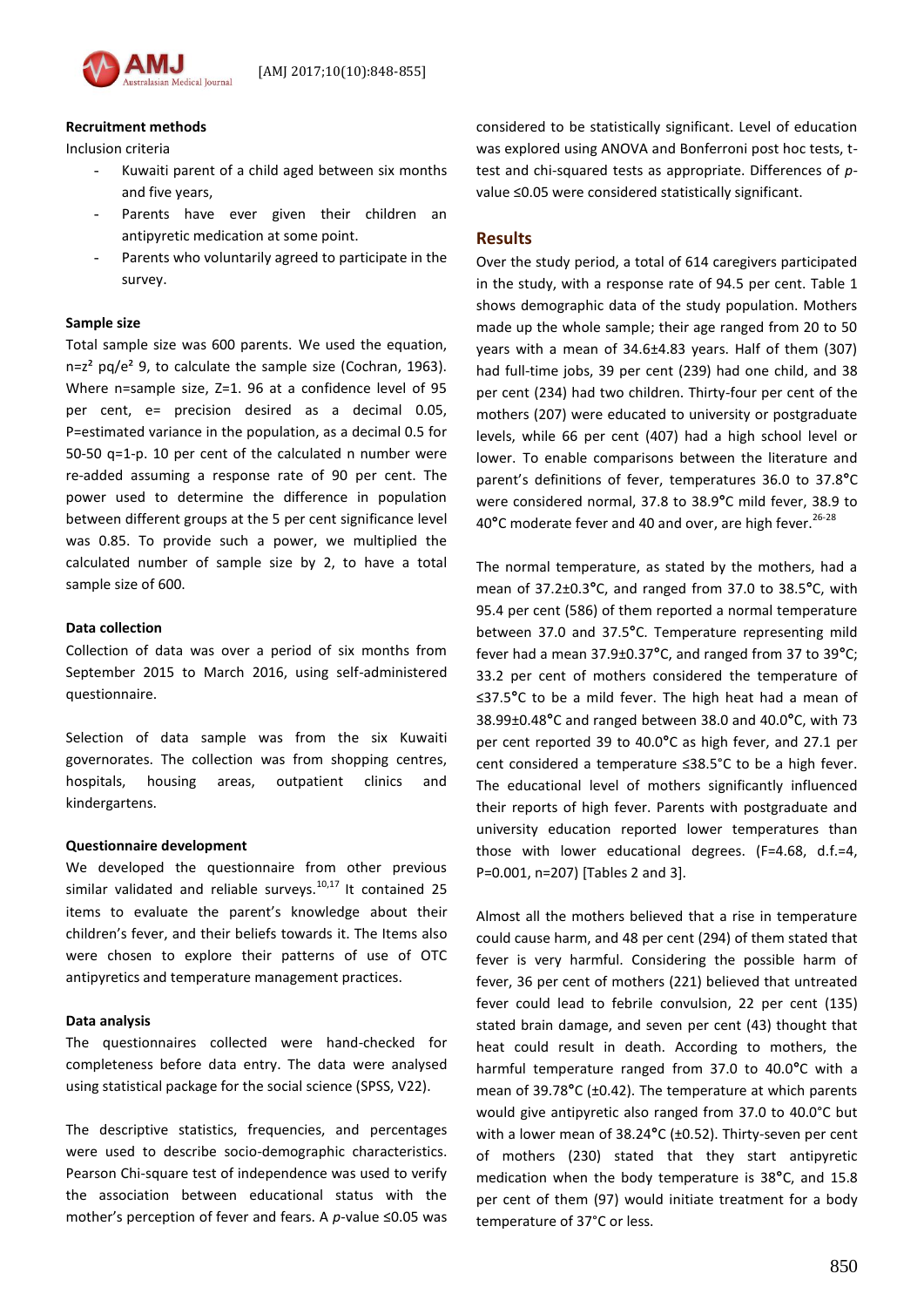### Recruitment methods

Inclusion criteria

- Kuwaiti parent of a child aged between six months and five years,
- Parents have ever given their children an antipyretic medication at some point.
- Parents who voluntarily agreed to participate in the survey.

### Sample size

Total sample size was 600 parents. We used the equation, $n=z^2\ pq/e^2$ 9, to calculate the sample size (Cochran, 1963). Where n=sample size, Z=1. 96 at a confidence level of 95 per cent, e= precision desired as a decimal 0.05, P=estimated variance in the population, as a decimal 0.5 for 50-50 q=1-p. 10 per cent of the calculated n number were re-added assuming a response rate of 90 per cent. The power used to determine the difference in population between different groups at the 5 per cent significance level was 0.85. To provide such a power, we multiplied the calculated number of sample size by 2, to have a total sample size of 600.

### Data collection

Collection of data was over a period of six months from September 2015 to March 2016, using self-administered questionnaire.

Selection of data sample was from the six Kuwaiti governorates. The collection was from shopping centres, hospitals, housing areas, outpatient clinics and kindergartens.

### Questionnaire development

We developed the questionnaire from other previous similar validated and reliable surveys.[10,17] It contained 25 items to evaluate the parent's knowledge about their children's fever, and their beliefs towards it. The Items also were chosen to explore their patterns of use of OTC antipyretics and temperature management practices.

### Data analysis

The questionnaires collected were hand-checked for completeness before data entry. The data were analysed using statistical package for the social science (SPSS, V22).

The descriptive statistics, frequencies, and percentages were used to describe socio-demographic characteristics. Pearson Chi-square test of independence was used to verify the association between educational status with the mother's perception of fever and fears. A *p*-value ≤0.05 was considered to be statistically significant. Level of education was explored using ANOVA and Bonferroni post hoc tests, t-test and chi-squared tests as appropriate. Differences of *p*-value ≤0.05 were considered statistically significant.

## Results

Over the study period, a total of 614 caregivers participated in the study, with a response rate of 94.5 per cent. Table 1 shows demographic data of the study population. Mothers made up the whole sample; their age ranged from 20 to 50 years with a mean of 34.6±4.83 years. Half of them (307) had full-time jobs, 39 per cent (239) had one child, and 38 per cent (234) had two children. Thirty-four per cent of the mothers (207) were educated to university or postgraduate levels, while 66 per cent (407) had a high school level or lower. To enable comparisons between the literature and parent's definitions of fever, temperatures 36.0 to 37.8°C were considered normal, 37.8 to 38.9°C mild fever, 38.9 to 40°C moderate fever and 40 and over, are high fever.[26-28]

The normal temperature, as stated by the mothers, had a mean of 37.2±0.3°C, and ranged from 37.0 to 38.5°C, with 95.4 per cent (586) of them reported a normal temperature between 37.0 and 37.5°C. Temperature representing mild fever had a mean 37.9±0.37°C, and ranged from 37 to 39°C; 33.2 per cent of mothers considered the temperature of ≤37.5°C to be a mild fever. The high heat had a mean of 38.99±0.48°C and ranged between 38.0 and 40.0°C, with 73 per cent reported 39 to 40.0°C as high fever, and 27.1 per cent considered a temperature ≤38.5°C to be a high fever. The educational level of mothers significantly influenced their reports of high fever. Parents with postgraduate and university education reported lower temperatures than those with lower educational degrees. (F=4.68, d.f.=4, P=0.001, n=207) [Tables 2 and 3].

Almost all the mothers believed that a rise in temperature could cause harm, and 48 per cent (294) of them stated that fever is very harmful. Considering the possible harm of fever, 36 per cent of mothers (221) believed that untreated fever could lead to febrile convulsion, 22 per cent (135) stated brain damage, and seven per cent (43) thought that heat could result in death. According to mothers, the harmful temperature ranged from 37.0 to 40.0°C with a mean of 39.78°C (±0.42). The temperature at which parents would give antipyretic also ranged from 37.0 to 40.0°C but with a lower mean of 38.24°C (±0.52). Thirty-seven per cent of mothers (230) stated that they start antipyretic medication when the body temperature is 38°C, and 15.8 per cent of them (97) would initiate treatment for a body temperature of 37°C or less.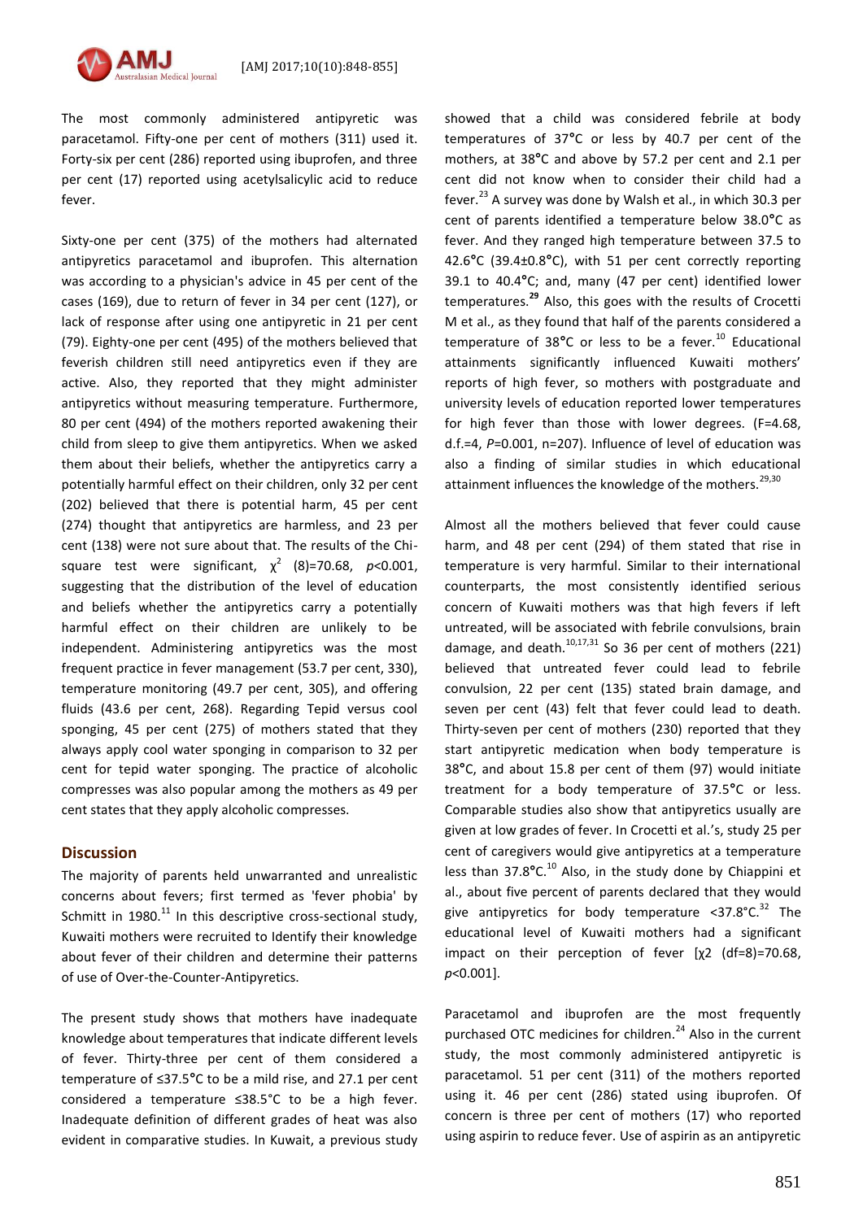The most commonly administered antipyretic was paracetamol. Fifty-one per cent of mothers (311) used it. Forty-six per cent (286) reported using ibuprofen, and three per cent (17) reported using acetylsalicylic acid to reduce fever.

Sixty-one per cent (375) of the mothers had alternated antipyretics paracetamol and ibuprofen. This alternation was according to a physician's advice in 45 per cent of the cases (169), due to return of fever in 34 per cent (127), or lack of response after using one antipyretic in 21 per cent (79). Eighty-one per cent (495) of the mothers believed that feverish children still need antipyretics even if they are active. Also, they reported that they might administer antipyretics without measuring temperature. Furthermore, 80 per cent (494) of the mothers reported awakening their child from sleep to give them antipyretics. When we asked them about their beliefs, whether the antipyretics carry a potentially harmful effect on their children, only 32 per cent (202) believed that there is potential harm, 45 per cent (274) thought that antipyretics are harmless, and 23 per cent (138) were not sure about that. The results of the Chi-square test were significant, $\chi^2$ (8)=70.68, $p<0.001$, suggesting that the distribution of the level of education and beliefs whether the antipyretics carry a potentially harmful effect on their children are unlikely to be independent. Administering antipyretics was the most frequent practice in fever management (53.7 per cent, 330), temperature monitoring (49.7 per cent, 305), and offering fluids (43.6 per cent, 268). Regarding Tepid versus cool sponging, 45 per cent (275) of mothers stated that they always apply cool water sponging in comparison to 32 per cent for tepid water sponging. The practice of alcoholic compresses was also popular among the mothers as 49 per cent states that they apply alcoholic compresses.

## Discussion

The majority of parents held unwarranted and unrealistic concerns about fevers; first termed as 'fever phobia' by Schmitt in 1980.[11] In this descriptive cross-sectional study, Kuwaiti mothers were recruited to Identify their knowledge about fever of their children and determine their patterns of use of Over-the-Counter-Antipyretics.

The present study shows that mothers have inadequate knowledge about temperatures that indicate different levels of fever. Thirty-three per cent of them considered a temperature of ≤37.5°C to be a mild rise, and 27.1 per cent considered a temperature ≤38.5°C to be a high fever. Inadequate definition of different grades of heat was also evident in comparative studies. In Kuwait, a previous study showed that a child was considered febrile at body temperatures of 37°C or less by 40.7 per cent of the mothers, at 38°C and above by 57.2 per cent and 2.1 per cent did not know when to consider their child had a fever.[23] A survey was done by Walsh et al., in which 30.3 per cent of parents identified a temperature below 38.0°C as fever. And they ranged high temperature between 37.5 to 42.6°C (39.4±0.8°C), with 51 per cent correctly reporting 39.1 to 40.4°C; and, many (47 per cent) identified lower temperatures.[29] Also, this goes with the results of Crocetti M et al., as they found that half of the parents considered a temperature of 38°C or less to be a fever.[10] Educational attainments significantly influenced Kuwaiti mothers' reports of high fever, so mothers with postgraduate and university levels of education reported lower temperatures for high fever than those with lower degrees. (F=4.68, d.f.=4, $P$=0.001, n=207). Influence of level of education was also a finding of similar studies in which educational attainment influences the knowledge of the mothers.[29,30]

Almost all the mothers believed that fever could cause harm, and 48 per cent (294) of them stated that rise in temperature is very harmful. Similar to their international counterparts, the most consistently identified serious concern of Kuwaiti mothers was that high fevers if left untreated, will be associated with febrile convulsions, brain damage, and death.[10,17,31] So 36 per cent of mothers (221) believed that untreated fever could lead to febrile convulsion, 22 per cent (135) stated brain damage, and seven per cent (43) felt that fever could lead to death. Thirty-seven per cent of mothers (230) reported that they start antipyretic medication when body temperature is 38°C, and about 15.8 per cent of them (97) would initiate treatment for a body temperature of 37.5°C or less. Comparable studies also show that antipyretics usually are given at low grades of fever. In Crocetti et al.'s, study 25 per cent of caregivers would give antipyretics at a temperature less than 37.8°C.[10] Also, in the study done by Chiappini et al., about five percent of parents declared that they would give antipyretics for body temperature <37.8°C.[32] The educational level of Kuwaiti mothers had a significant impact on their perception of fever [$\chi^2$ (df=8)=70.68, $p<0.001$].

Paracetamol and ibuprofen are the most frequently purchased OTC medicines for children.[24] Also in the current study, the most commonly administered antipyretic is paracetamol. 51 per cent (311) of the mothers reported using it. 46 per cent (286) stated using ibuprofen. Of concern is three per cent of mothers (17) who reported using aspirin to reduce fever. Use of aspirin as an antipyretic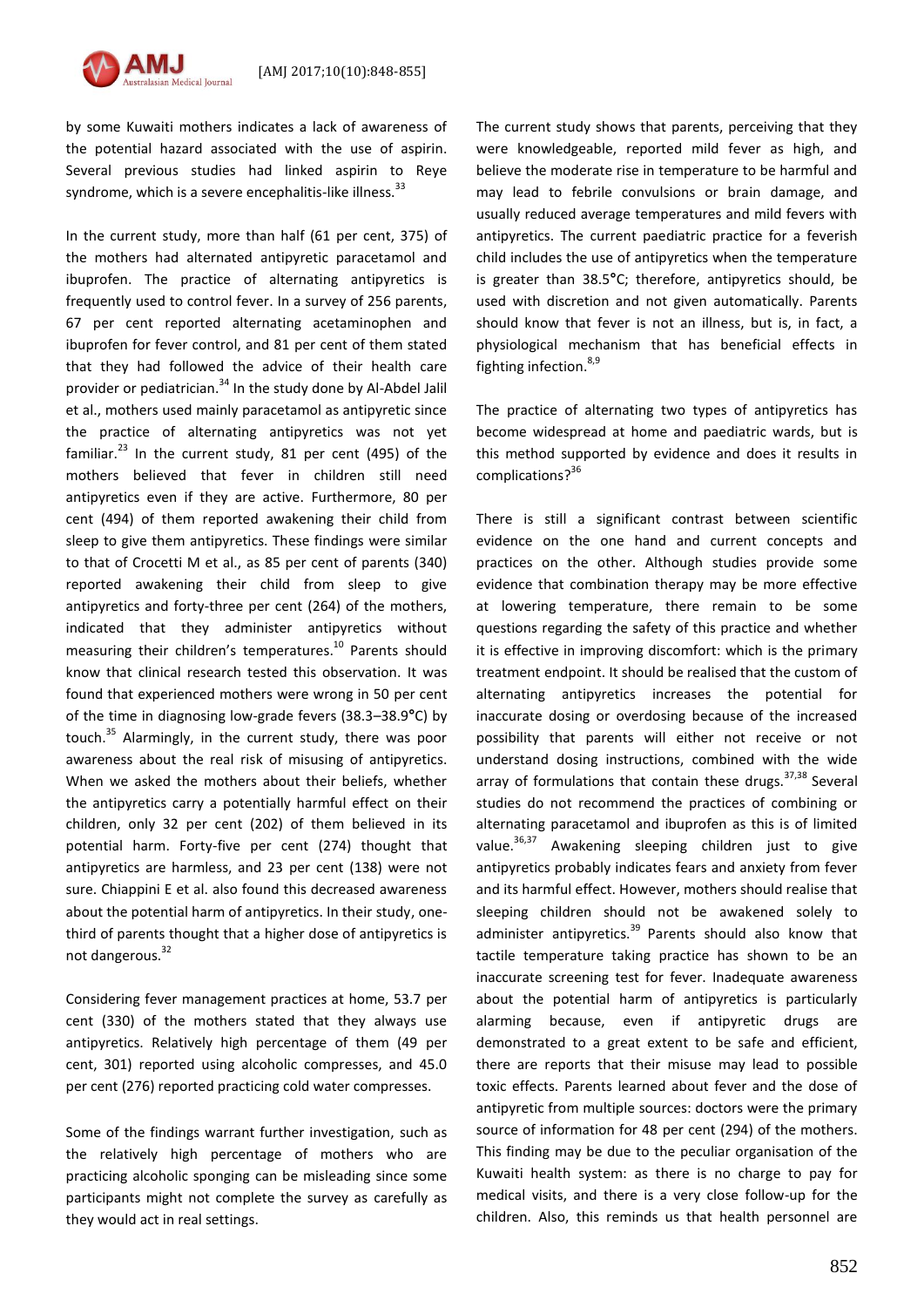by some Kuwaiti mothers indicates a lack of awareness of the potential hazard associated with the use of aspirin. Several previous studies had linked aspirin to Reye syndrome, which is a severe encephalitis-like illness.[33]

In the current study, more than half (61 per cent, 375) of the mothers had alternated antipyretic paracetamol and ibuprofen. The practice of alternating antipyretics is frequently used to control fever. In a survey of 256 parents, 67 per cent reported alternating acetaminophen and ibuprofen for fever control, and 81 per cent of them stated that they had followed the advice of their health care provider or pediatrician.[34] In the study done by Al-Abdel Jalil et al., mothers used mainly paracetamol as antipyretic since the practice of alternating antipyretics was not yet familiar.[23] In the current study, 81 per cent (495) of the mothers believed that fever in children still need antipyretics even if they are active. Furthermore, 80 per cent (494) of them reported awakening their child from sleep to give them antipyretics. These findings were similar to that of Crocetti M et al., as 85 per cent of parents (340) reported awakening their child from sleep to give antipyretics and forty-three per cent (264) of the mothers, indicated that they administer antipyretics without measuring their children's temperatures.[10] Parents should know that clinical research tested this observation. It was found that experienced mothers were wrong in 50 per cent of the time in diagnosing low-grade fevers (38.3–38.9°C) by touch.[35] Alarmingly, in the current study, there was poor awareness about the real risk of misusing of antipyretics. When we asked the mothers about their beliefs, whether the antipyretics carry a potentially harmful effect on their children, only 32 per cent (202) of them believed in its potential harm. Forty-five per cent (274) thought that antipyretics are harmless, and 23 per cent (138) were not sure. Chiappini E et al. also found this decreased awareness about the potential harm of antipyretics. In their study, one-third of parents thought that a higher dose of antipyretics is not dangerous.[32]

Considering fever management practices at home, 53.7 per cent (330) of the mothers stated that they always use antipyretics. Relatively high percentage of them (49 per cent, 301) reported using alcoholic compresses, and 45.0 per cent (276) reported practicing cold water compresses.

Some of the findings warrant further investigation, such as the relatively high percentage of mothers who are practicing alcoholic sponging can be misleading since some participants might not complete the survey as carefully as they would act in real settings.

The current study shows that parents, perceiving that they were knowledgeable, reported mild fever as high, and believe the moderate rise in temperature to be harmful and may lead to febrile convulsions or brain damage, and usually reduced average temperatures and mild fevers with antipyretics. The current paediatric practice for a feverish child includes the use of antipyretics when the temperature is greater than 38.5°C; therefore, antipyretics should, be used with discretion and not given automatically. Parents should know that fever is not an illness, but is, in fact, a physiological mechanism that has beneficial effects in fighting infection.[8,9]

The practice of alternating two types of antipyretics has become widespread at home and paediatric wards, but is this method supported by evidence and does it results in complications?[36]

There is still a significant contrast between scientific evidence on the one hand and current concepts and practices on the other. Although studies provide some evidence that combination therapy may be more effective at lowering temperature, there remain to be some questions regarding the safety of this practice and whether it is effective in improving discomfort: which is the primary treatment endpoint. It should be realised that the custom of alternating antipyretics increases the potential for inaccurate dosing or overdosing because of the increased possibility that parents will either not receive or not understand dosing instructions, combined with the wide array of formulations that contain these drugs.[37,38] Several studies do not recommend the practices of combining or alternating paracetamol and ibuprofen as this is of limited value.[36,37] Awakening sleeping children just to give antipyretics probably indicates fears and anxiety from fever and its harmful effect. However, mothers should realise that sleeping children should not be awakened solely to administer antipyretics.[39] Parents should also know that tactile temperature taking practice has shown to be an inaccurate screening test for fever. Inadequate awareness about the potential harm of antipyretics is particularly alarming because, even if antipyretic drugs are demonstrated to a great extent to be safe and efficient, there are reports that their misuse may lead to possible toxic effects. Parents learned about fever and the dose of antipyretic from multiple sources: doctors were the primary source of information for 48 per cent (294) of the mothers. This finding may be due to the peculiar organisation of the Kuwaiti health system: as there is no charge to pay for medical visits, and there is a very close follow-up for the children. Also, this reminds us that health personnel are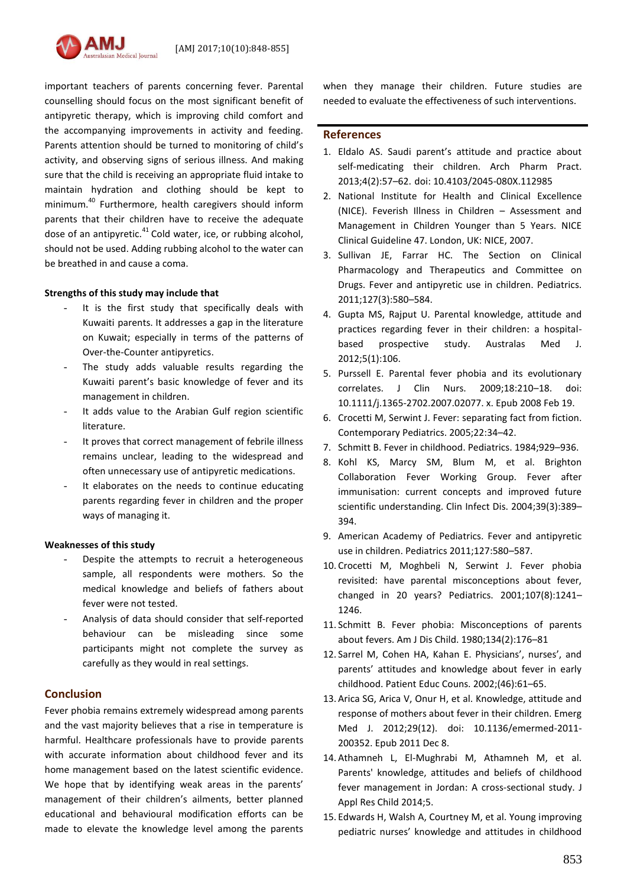important teachers of parents concerning fever. Parental counselling should focus on the most significant benefit of antipyretic therapy, which is improving child comfort and the accompanying improvements in activity and feeding. Parents attention should be turned to monitoring of child's activity, and observing signs of serious illness. And making sure that the child is receiving an appropriate fluid intake to maintain hydration and clothing should be kept to minimum.[40] Furthermore, health caregivers should inform parents that their children have to receive the adequate dose of an antipyretic.[41] Cold water, ice, or rubbing alcohol, should not be used. Adding rubbing alcohol to the water can be breathed in and cause a coma.

**Strengths of this study may include that**

- It is the first study that specifically deals with Kuwaiti parents. It addresses a gap in the literature on Kuwait; especially in terms of the patterns of Over-the-Counter antipyretics.
- The study adds valuable results regarding the Kuwaiti parent's basic knowledge of fever and its management in children.
- It adds value to the Arabian Gulf region scientific literature.
- It proves that correct management of febrile illness remains unclear, leading to the widespread and often unnecessary use of antipyretic medications.
- It elaborates on the needs to continue educating parents regarding fever in children and the proper ways of managing it.

**Weaknesses of this study**

- Despite the attempts to recruit a heterogeneous sample, all respondents were mothers. So the medical knowledge and beliefs of fathers about fever were not tested.
- Analysis of data should consider that self-reported behaviour can be misleading since some participants might not complete the survey as carefully as they would in real settings.

## Conclusion

Fever phobia remains extremely widespread among parents and the vast majority believes that a rise in temperature is harmful. Healthcare professionals have to provide parents with accurate information about childhood fever and its home management based on the latest scientific evidence. We hope that by identifying weak areas in the parents' management of their children's ailments, better planned educational and behavioural modification efforts can be made to elevate the knowledge level among the parents when they manage their children. Future studies are needed to evaluate the effectiveness of such interventions.

## References

1. Eldalo AS. Saudi parent's attitude and practice about self-medicating their children. Arch Pharm Pract. 2013;4(2):57–62. doi: 10.4103/2045-080X.112985
2. National Institute for Health and Clinical Excellence (NICE). Feverish Illness in Children – Assessment and Management in Children Younger than 5 Years. NICE Clinical Guideline 47. London, UK: NICE, 2007.
3. Sullivan JE, Farrar HC. The Section on Clinical Pharmacology and Therapeutics and Committee on Drugs. Fever and antipyretic use in children. Pediatrics. 2011;127(3):580–584.
4. Gupta MS, Rajput U. Parental knowledge, attitude and practices regarding fever in their children: a hospital-based prospective study. Australas Med J. 2012;5(1):106.
5. Purssell E. Parental fever phobia and its evolutionary correlates. J Clin Nurs. 2009;18:210–18. doi: 10.1111/j.1365-2702.2007.02077. x. Epub 2008 Feb 19.
6. Crocetti M, Serwint J. Fever: separating fact from fiction. Contemporary Pediatrics. 2005;22:34–42.
7. Schmitt B. Fever in childhood. Pediatrics. 1984;929–936.
8. Kohl KS, Marcy SM, Blum M, et al. Brighton Collaboration Fever Working Group. Fever after immunisation: current concepts and improved future scientific understanding. Clin Infect Dis. 2004;39(3):389–394.
9. American Academy of Pediatrics. Fever and antipyretic use in children. Pediatrics 2011;127:580–587.
10. Crocetti M, Moghbeli N, Serwint J. Fever phobia revisited: have parental misconceptions about fever, changed in 20 years? Pediatrics. 2001;107(8):1241–1246.
11. Schmitt B. Fever phobia: Misconceptions of parents about fevers. Am J Dis Child. 1980;134(2):176–81
12. Sarrel M, Cohen HA, Kahan E. Physicians', nurses', and parents' attitudes and knowledge about fever in early childhood. Patient Educ Couns. 2002;(46):61–65.
13. Arica SG, Arica V, Onur H, et al. Knowledge, attitude and response of mothers about fever in their children. Emerg Med J. 2012;29(12). doi: 10.1136/emermed-2011-200352. Epub 2011 Dec 8.
14. Athamneh L, El-Mughrabi M, Athamneh M, et al. Parents' knowledge, attitudes and beliefs of childhood fever management in Jordan: A cross-sectional study. J Appl Res Child 2014;5.
15. Edwards H, Walsh A, Courtney M, et al. Young improving pediatric nurses' knowledge and attitudes in childhood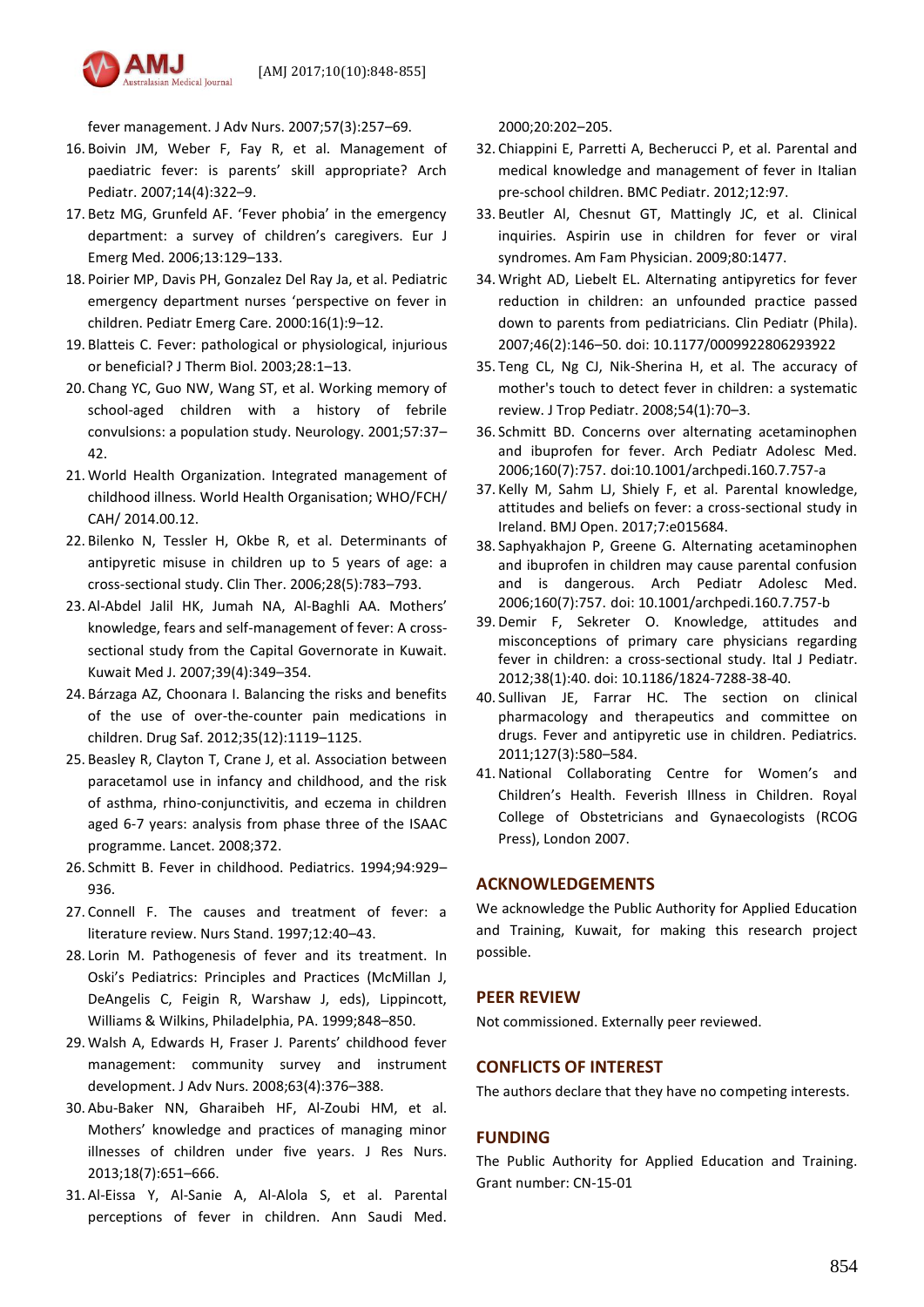fever management. J Adv Nurs. 2007;57(3):257–69.

16. Boivin JM, Weber F, Fay R, et al. Management of paediatric fever: is parents' skill appropriate? Arch Pediatr. 2007;14(4):322–9.
17. Betz MG, Grunfeld AF. 'Fever phobia' in the emergency department: a survey of children's caregivers. Eur J Emerg Med. 2006;13:129–133.
18. Poirier MP, Davis PH, Gonzalez Del Ray Ja, et al. Pediatric emergency department nurses 'perspective on fever in children. Pediatr Emerg Care. 2000:16(1):9–12.
19. Blatteis C. Fever: pathological or physiological, injurious or beneficial? J Therm Biol. 2003;28:1–13.
20. Chang YC, Guo NW, Wang ST, et al. Working memory of school-aged children with a history of febrile convulsions: a population study. Neurology. 2001;57:37–42.
21. World Health Organization. Integrated management of childhood illness. World Health Organisation; WHO/FCH/ CAH/ 2014.00.12.
22. Bilenko N, Tessler H, Okbe R, et al. Determinants of antipyretic misuse in children up to 5 years of age: a cross-sectional study. Clin Ther. 2006;28(5):783–793.
23. Al-Abdel Jalil HK, Jumah NA, Al-Baghli AA. Mothers' knowledge, fears and self-management of fever: A cross-sectional study from the Capital Governorate in Kuwait. Kuwait Med J. 2007;39(4):349–354.
24. Bárzaga AZ, Choonara I. Balancing the risks and benefits of the use of over-the-counter pain medications in children. Drug Saf. 2012;35(12):1119–1125.
25. Beasley R, Clayton T, Crane J, et al. Association between paracetamol use in infancy and childhood, and the risk of asthma, rhino-conjunctivitis, and eczema in children aged 6-7 years: analysis from phase three of the ISAAC programme. Lancet. 2008;372.
26. Schmitt B. Fever in childhood. Pediatrics. 1994;94:929–936.
27. Connell F. The causes and treatment of fever: a literature review. Nurs Stand. 1997;12:40–43.
28. Lorin M. Pathogenesis of fever and its treatment. In Oski's Pediatrics: Principles and Practices (McMillan J, DeAngelis C, Feigin R, Warshaw J, eds), Lippincott, Williams & Wilkins, Philadelphia, PA. 1999;848–850.
29. Walsh A, Edwards H, Fraser J. Parents' childhood fever management: community survey and instrument development. J Adv Nurs. 2008;63(4):376–388.
30. Abu-Baker NN, Gharaibeh HF, Al-Zoubi HM, et al. Mothers' knowledge and practices of managing minor illnesses of children under five years. J Res Nurs. 2013;18(7):651–666.
31. Al-Eissa Y, Al-Sanie A, Al-Alola S, et al. Parental perceptions of fever in children. Ann Saudi Med. 2000;20:202–205.
32. Chiappini E, Parretti A, Becherucci P, et al. Parental and medical knowledge and management of fever in Italian pre-school children. BMC Pediatr. 2012;12:97.
33. Beutler AI, Chesnut GT, Mattingly JC, et al. Clinical inquiries. Aspirin use in children for fever or viral syndromes. Am Fam Physician. 2009;80:1477.
34. Wright AD, Liebelt EL. Alternating antipyretics for fever reduction in children: an unfounded practice passed down to parents from pediatricians. Clin Pediatr (Phila). 2007;46(2):146–50. doi: 10.1177/0009922806293922
35. Teng CL, Ng CJ, Nik-Sherina H, et al. The accuracy of mother's touch to detect fever in children: a systematic review. J Trop Pediatr. 2008;54(1):70–3.
36. Schmitt BD. Concerns over alternating acetaminophen and ibuprofen for fever. Arch Pediatr Adolesc Med. 2006;160(7):757. doi:10.1001/archpedi.160.7.757-a
37. Kelly M, Sahm LJ, Shiely F, et al. Parental knowledge, attitudes and beliefs on fever: a cross-sectional study in Ireland. BMJ Open. 2017;7:e015684.
38. Saphyakhajon P, Greene G. Alternating acetaminophen and ibuprofen in children may cause parental confusion and is dangerous. Arch Pediatr Adolesc Med. 2006;160(7):757. doi: 10.1001/archpedi.160.7.757-b
39. Demir F, Sekreter O. Knowledge, attitudes and misconceptions of primary care physicians regarding fever in children: a cross-sectional study. Ital J Pediatr. 2012;38(1):40. doi: 10.1186/1824-7288-38-40.
40. Sullivan JE, Farrar HC. The section on clinical pharmacology and therapeutics and committee on drugs. Fever and antipyretic use in children. Pediatrics. 2011;127(3):580–584.
41. National Collaborating Centre for Women's and Children's Health. Feverish Illness in Children. Royal College of Obstetricians and Gynaecologists (RCOG Press), London 2007.

## ACKNOWLEDGEMENTS

We acknowledge the Public Authority for Applied Education and Training, Kuwait, for making this research project possible.

## PEER REVIEW

Not commissioned. Externally peer reviewed.

## CONFLICTS OF INTEREST

The authors declare that they have no competing interests.

## FUNDING

The Public Authority for Applied Education and Training. Grant number: CN-15-01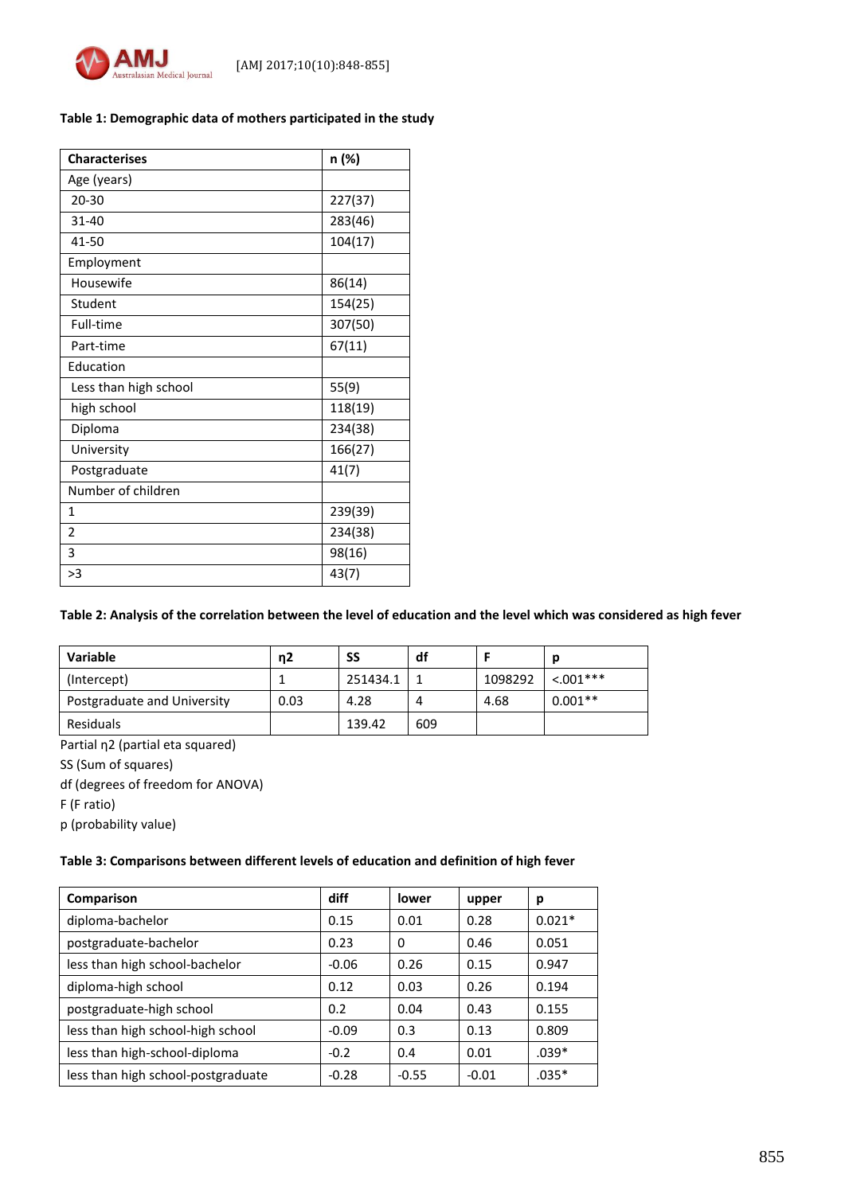**Table 1: Demographic data of mothers participated in the study**

| Characterises | n (%) |
|---|---|
| Age (years) | |
| 20-30 | 227(37) |
| 31-40 | 283(46) |
| 41-50 | 104(17) |
| Employment | |
| Housewife | 86(14) |
| Student | 154(25) |
| Full-time | 307(50) |
| Part-time | 67(11) |
| Education | |
| Less than high school | 55(9) |
| high school | 118(19) |
| Diploma | 234(38) |
| University | 166(27) |
| Postgraduate | 41(7) |
| Number of children | |
| 1 | 239(39) |
| 2 | 234(38) |
| 3 | 98(16) |
| >3 | 43(7) |

**Table 2: Analysis of the correlation between the level of education and the level which was considered as high fever**

| Variable | η2 | SS | df | F | p |
|---|---|---|---|---|---|
| (Intercept) | 1 | 251434.1 | 1 | 1098292 | <.001*** |
| Postgraduate and University | 0.03 | 4.28 | 4 | 4.68 | 0.001** |
| Residuals | | 139.42 | 609 | | |

Partial η2 (partial eta squared)

SS (Sum of squares)

df (degrees of freedom for ANOVA)

F (F ratio)

p (probability value)

**Table 3: Comparisons between different levels of education and definition of high fever**

| Comparison | diff | lower | upper | p |
|---|---|---|---|---|
| diploma-bachelor | 0.15 | 0.01 | 0.28 | 0.021* |
| postgraduate-bachelor | 0.23 | 0 | 0.46 | 0.051 |
| less than high school-bachelor | -0.06 | 0.26 | 0.15 | 0.947 |
| diploma-high school | 0.12 | 0.03 | 0.26 | 0.194 |
| postgraduate-high school | 0.2 | 0.04 | 0.43 | 0.155 |
| less than high school-high school | -0.09 | 0.3 | 0.13 | 0.809 |
| less than high-school-diploma | -0.2 | 0.4 | 0.01 | .039* |
| less than high school-postgraduate | -0.28 | -0.55 | -0.01 | .035* |